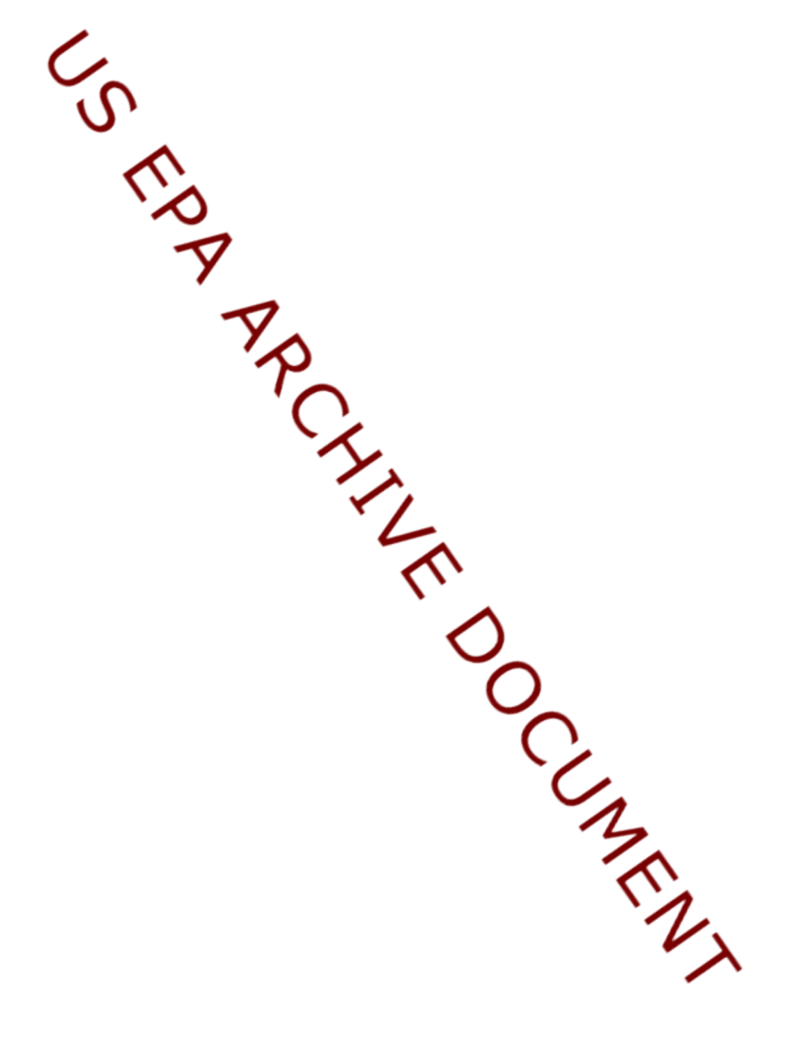US EPA ARCHIVE DOCUMENT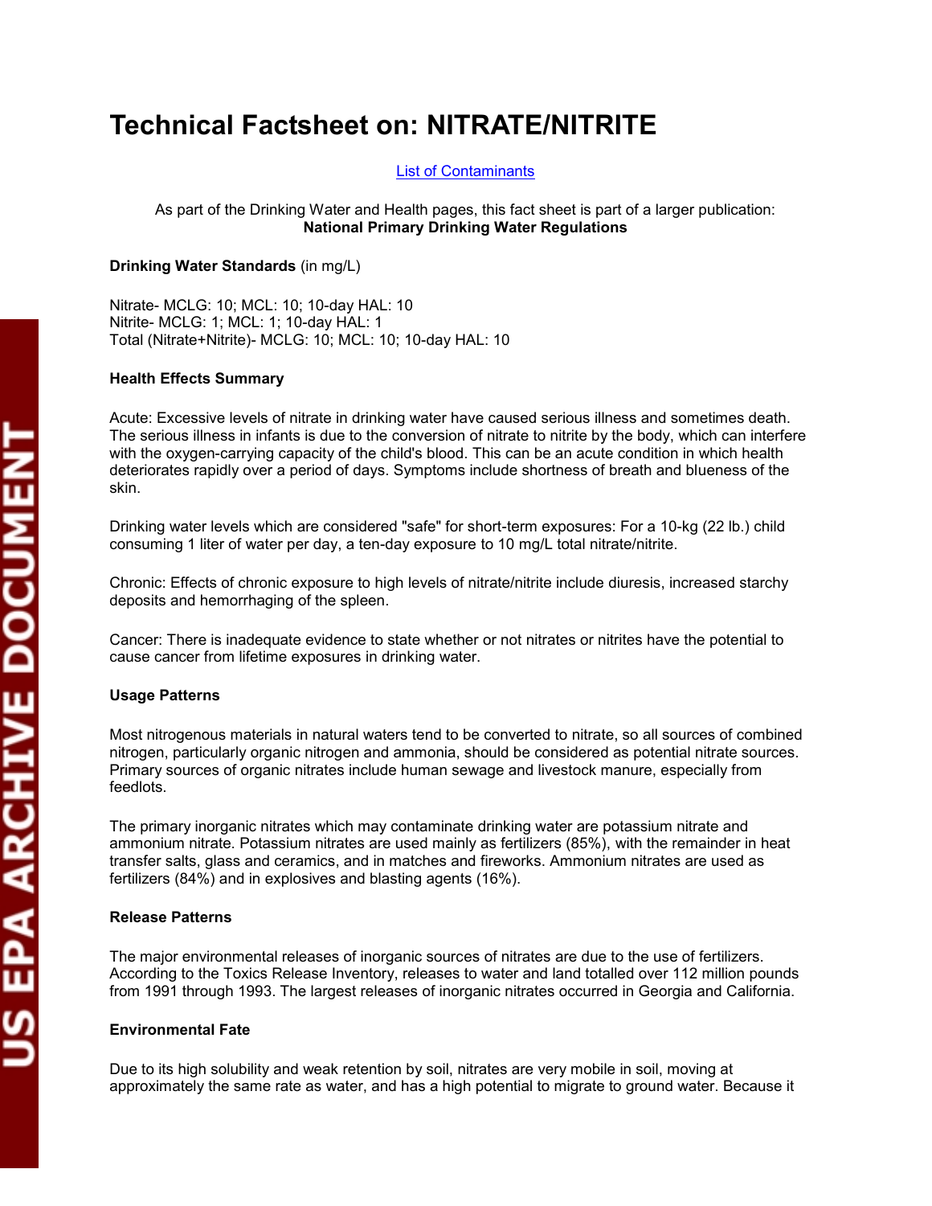# Technical Factsheet on: NITRATE/NITRITE

List of Contaminants

As part of the Drinking Water and Health pages, this fact sheet is part of a larger publication: **National Primary Drinking Water Regulations**

**Drinking Water Standards** (in mg/L)

Nitrate- MCLG: 10; MCL: 10; 10-day HAL: 10
Nitrite- MCLG: 1; MCL: 1; 10-day HAL: 1
Total (Nitrate+Nitrite)- MCLG: 10; MCL: 10; 10-day HAL: 10

**Health Effects Summary**

Acute: Excessive levels of nitrate in drinking water have caused serious illness and sometimes death. The serious illness in infants is due to the conversion of nitrate to nitrite by the body, which can interfere with the oxygen-carrying capacity of the child's blood. This can be an acute condition in which health deteriorates rapidly over a period of days. Symptoms include shortness of breath and blueness of the skin.

Drinking water levels which are considered "safe" for short-term exposures: For a 10-kg (22 lb.) child consuming 1 liter of water per day, a ten-day exposure to 10 mg/L total nitrate/nitrite.

Chronic: Effects of chronic exposure to high levels of nitrate/nitrite include diuresis, increased starchy deposits and hemorrhaging of the spleen.

Cancer: There is inadequate evidence to state whether or not nitrates or nitrites have the potential to cause cancer from lifetime exposures in drinking water.

**Usage Patterns**

Most nitrogenous materials in natural waters tend to be converted to nitrate, so all sources of combined nitrogen, particularly organic nitrogen and ammonia, should be considered as potential nitrate sources. Primary sources of organic nitrates include human sewage and livestock manure, especially from feedlots.

The primary inorganic nitrates which may contaminate drinking water are potassium nitrate and ammonium nitrate. Potassium nitrates are used mainly as fertilizers (85%), with the remainder in heat transfer salts, glass and ceramics, and in matches and fireworks. Ammonium nitrates are used as fertilizers (84%) and in explosives and blasting agents (16%).

**Release Patterns**

The major environmental releases of inorganic sources of nitrates are due to the use of fertilizers. According to the Toxics Release Inventory, releases to water and land totalled over 112 million pounds from 1991 through 1993. The largest releases of inorganic nitrates occurred in Georgia and California.

**Environmental Fate**

Due to its high solubility and weak retention by soil, nitrates are very mobile in soil, moving at approximately the same rate as water, and has a high potential to migrate to ground water. Because it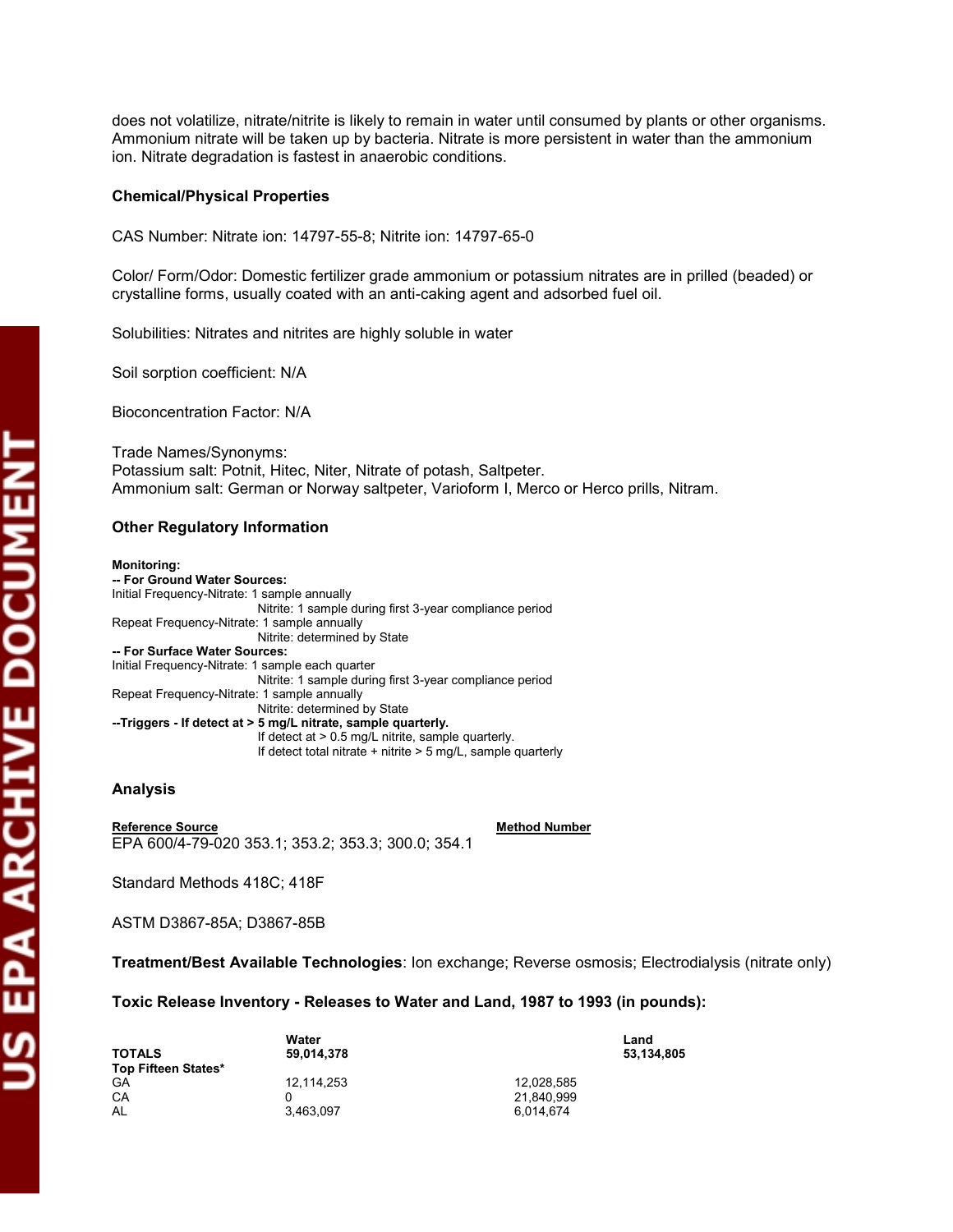does not volatilize, nitrate/nitrite is likely to remain in water until consumed by plants or other organisms. Ammonium nitrate will be taken up by bacteria. Nitrate is more persistent in water than the ammonium ion. Nitrate degradation is fastest in anaerobic conditions.

### Chemical/Physical Properties

CAS Number: Nitrate ion: 14797-55-8; Nitrite ion: 14797-65-0

Color/ Form/Odor: Domestic fertilizer grade ammonium or potassium nitrates are in prilled (beaded) or crystalline forms, usually coated with an anti-caking agent and adsorbed fuel oil.

Solubilities: Nitrates and nitrites are highly soluble in water

Soil sorption coefficient: N/A

Bioconcentration Factor: N/A

Trade Names/Synonyms:
Potassium salt: Potnit, Hitec, Niter, Nitrate of potash, Saltpeter.
Ammonium salt: German or Norway saltpeter, Varioform I, Merco or Herco prills, Nitram.

### Other Regulatory Information

**Monitoring:**
**-- For Ground Water Sources:**
Initial Frequency-Nitrate: 1 sample annually
Nitrite: 1 sample during first 3-year compliance period
Repeat Frequency-Nitrate: 1 sample annually
Nitrite: determined by State
**-- For Surface Water Sources:**
Initial Frequency-Nitrate: 1 sample each quarter
Nitrite: 1 sample during first 3-year compliance period
Repeat Frequency-Nitrate: 1 sample annually
Nitrite: determined by State
**--Triggers - If detect at > 5 mg/L nitrate, sample quarterly.**
If detect at > 0.5 mg/L nitrite, sample quarterly.
If detect total nitrate + nitrite > 5 mg/L, sample quarterly

### Analysis

| Reference Source | Method Number |
|---|---|
| EPA 600/4-79-020 | 353.1; 353.2; 353.3; 300.0; 354.1 |
| Standard Methods | 418C; 418F |
| ASTM | D3867-85A; D3867-85B |

**Treatment/Best Available Technologies**: Ion exchange; Reverse osmosis; Electrodialysis (nitrate only)

### Toxic Release Inventory - Releases to Water and Land, 1987 to 1993 (in pounds):

| | Water | Land |
|---|---|---|
| **TOTALS** | **59,014,378** | **53,134,805** |
| **Top Fifteen States*** | | |
| GA | 12,114,253 | 12,028,585 |
| CA | 0 | 21,840,999 |
| AL | 3,463,097 | 6,014,674 |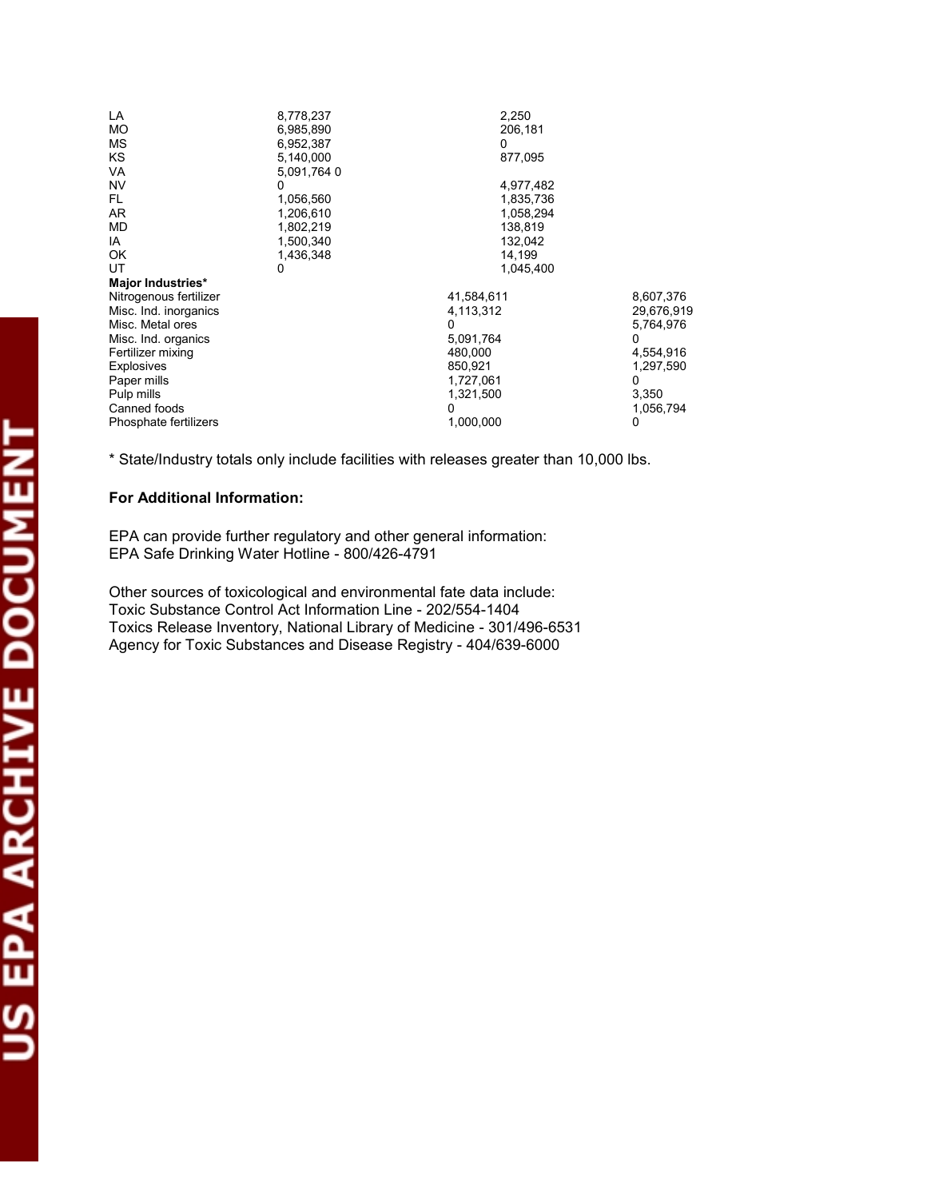| | | |
|---|---|---|
| LA | 8,778,237 | 2,250 |
| MO | 6,985,890 | 206,181 |
| MS | 6,952,387 | 0 |
| KS | 5,140,000 | 877,095 |
| VA | 5,091,764 0 | |
| NV | 0 | 4,977,482 |
| FL | 1,056,560 | 1,835,736 |
| AR | 1,206,610 | 1,058,294 |
| MD | 1,802,219 | 138,819 |
| IA | 1,500,340 | 132,042 |
| OK | 1,436,348 | 14,199 |
| UT | 0 | 1,045,400 |
| **Major Industries*** | | |
| Nitrogenous fertilizer | 41,584,611 | 8,607,376 |
| Misc. Ind. inorganics | 4,113,312 | 29,676,919 |
| Misc. Metal ores | 0 | 5,764,976 |
| Misc. Ind. organics | 5,091,764 | 0 |
| Fertilizer mixing | 480,000 | 4,554,916 |
| Explosives | 850,921 | 1,297,590 |
| Paper mills | 1,727,061 | 0 |
| Pulp mills | 1,321,500 | 3,350 |
| Canned foods | 0 | 1,056,794 |
| Phosphate fertilizers | 1,000,000 | 0 |

* State/Industry totals only include facilities with releases greater than 10,000 lbs.

**For Additional Information:**

EPA can provide further regulatory and other general information:
EPA Safe Drinking Water Hotline - 800/426-4791

Other sources of toxicological and environmental fate data include:
Toxic Substance Control Act Information Line - 202/554-1404
Toxics Release Inventory, National Library of Medicine - 301/496-6531
Agency for Toxic Substances and Disease Registry - 404/639-6000